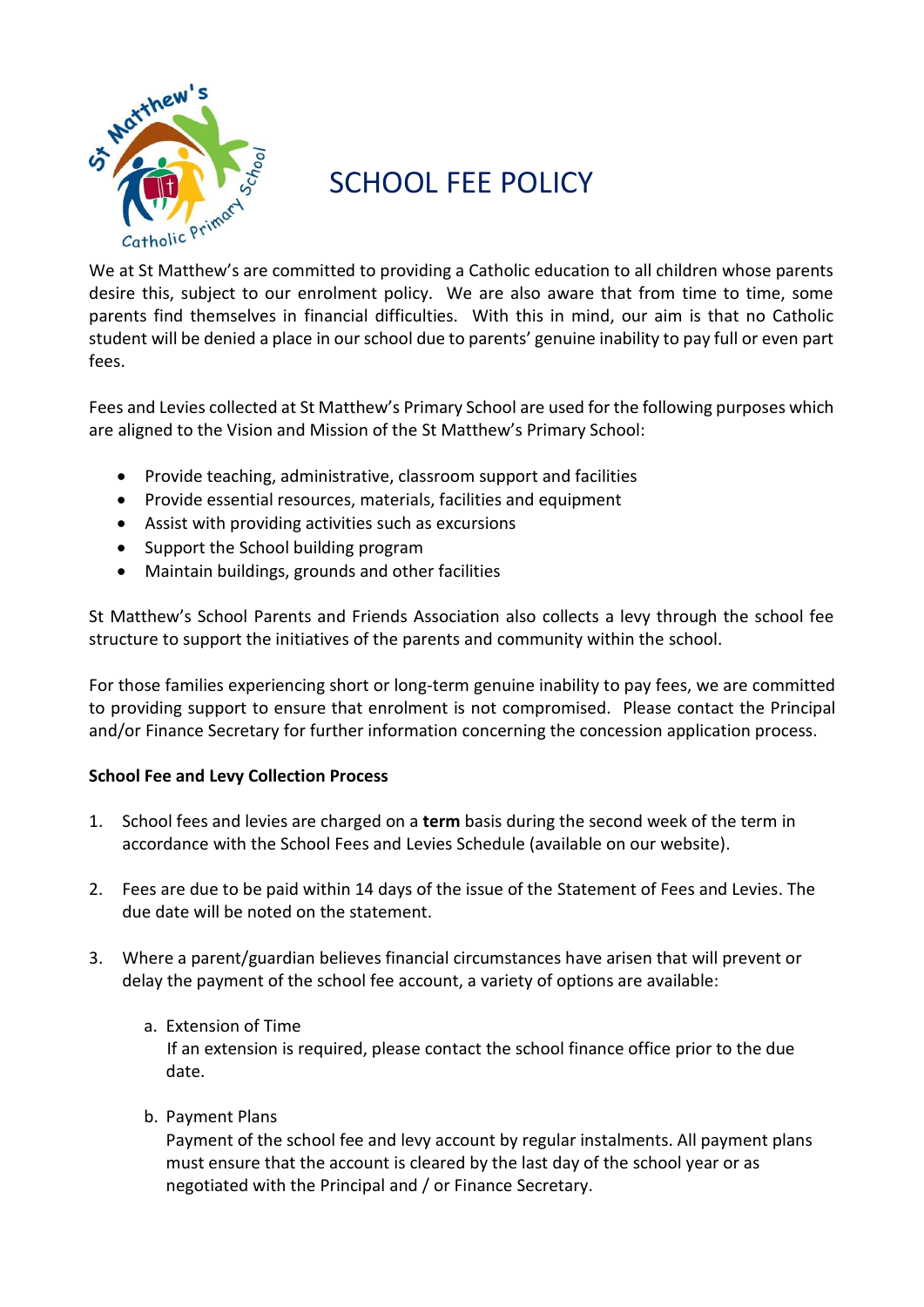# SCHOOL FEE POLICY

We at St Matthew's are committed to providing a Catholic education to all children whose parents desire this, subject to our enrolment policy. We are also aware that from time to time, some parents find themselves in financial difficulties. With this in mind, our aim is that no Catholic student will be denied a place in our school due to parents' genuine inability to pay full or even part fees.

Fees and Levies collected at St Matthew's Primary School are used for the following purposes which are aligned to the Vision and Mission of the St Matthew's Primary School:

- Provide teaching, administrative, classroom support and facilities
- Provide essential resources, materials, facilities and equipment
- Assist with providing activities such as excursions
- Support the School building program
- Maintain buildings, grounds and other facilities

St Matthew's School Parents and Friends Association also collects a levy through the school fee structure to support the initiatives of the parents and community within the school.

For those families experiencing short or long-term genuine inability to pay fees, we are committed to providing support to ensure that enrolment is not compromised. Please contact the Principal and/or Finance Secretary for further information concerning the concession application process.

**School Fee and Levy Collection Process**

1. School fees and levies are charged on a **term** basis during the second week of the term in accordance with the School Fees and Levies Schedule (available on our website).

2. Fees are due to be paid within 14 days of the issue of the Statement of Fees and Levies. The due date will be noted on the statement.

3. Where a parent/guardian believes financial circumstances have arisen that will prevent or delay the payment of the school fee account, a variety of options are available:

   a. Extension of Time
      If an extension is required, please contact the school finance office prior to the due date.

   b. Payment Plans
      Payment of the school fee and levy account by regular instalments. All payment plans must ensure that the account is cleared by the last day of the school year or as negotiated with the Principal and / or Finance Secretary.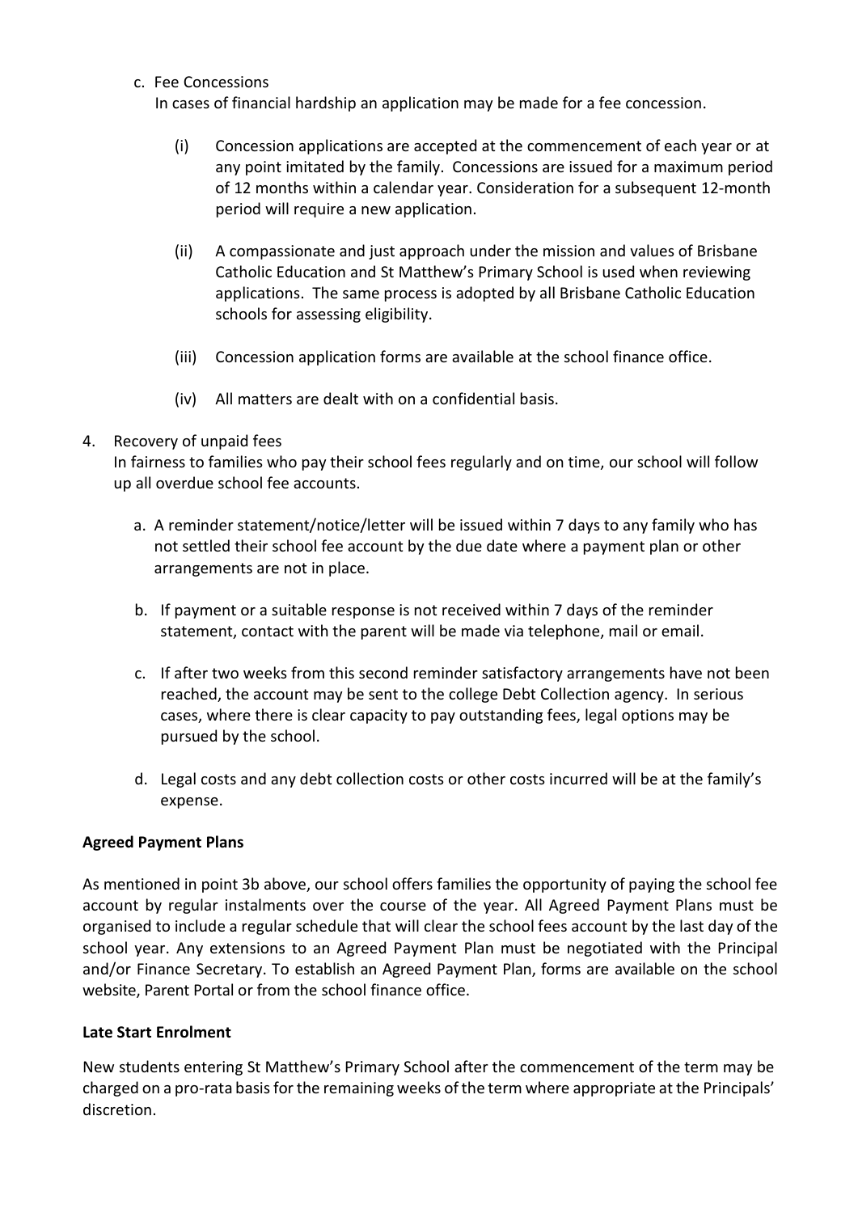c. Fee Concessions

In cases of financial hardship an application may be made for a fee concession.

(i) Concession applications are accepted at the commencement of each year or at any point imitated by the family. Concessions are issued for a maximum period of 12 months within a calendar year. Consideration for a subsequent 12-month period will require a new application.

(ii) A compassionate and just approach under the mission and values of Brisbane Catholic Education and St Matthew's Primary School is used when reviewing applications. The same process is adopted by all Brisbane Catholic Education schools for assessing eligibility.

(iii) Concession application forms are available at the school finance office.

(iv) All matters are dealt with on a confidential basis.

4. Recovery of unpaid fees

In fairness to families who pay their school fees regularly and on time, our school will follow up all overdue school fee accounts.

a. A reminder statement/notice/letter will be issued within 7 days to any family who has not settled their school fee account by the due date where a payment plan or other arrangements are not in place.

b. If payment or a suitable response is not received within 7 days of the reminder statement, contact with the parent will be made via telephone, mail or email.

c. If after two weeks from this second reminder satisfactory arrangements have not been reached, the account may be sent to the college Debt Collection agency. In serious cases, where there is clear capacity to pay outstanding fees, legal options may be pursued by the school.

d. Legal costs and any debt collection costs or other costs incurred will be at the family's expense.

**Agreed Payment Plans**

As mentioned in point 3b above, our school offers families the opportunity of paying the school fee account by regular instalments over the course of the year. All Agreed Payment Plans must be organised to include a regular schedule that will clear the school fees account by the last day of the school year. Any extensions to an Agreed Payment Plan must be negotiated with the Principal and/or Finance Secretary. To establish an Agreed Payment Plan, forms are available on the school website, Parent Portal or from the school finance office.

**Late Start Enrolment**

New students entering St Matthew's Primary School after the commencement of the term may be charged on a pro-rata basis for the remaining weeks of the term where appropriate at the Principals' discretion.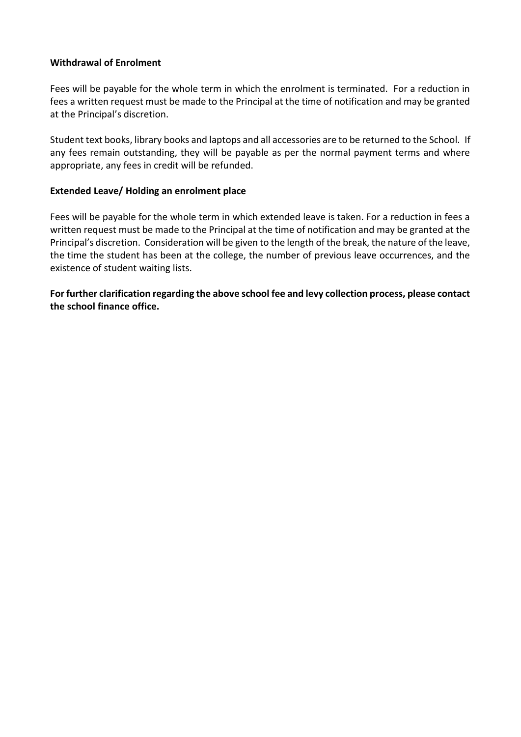**Withdrawal of Enrolment**

Fees will be payable for the whole term in which the enrolment is terminated. For a reduction in fees a written request must be made to the Principal at the time of notification and may be granted at the Principal's discretion.

Student text books, library books and laptops and all accessories are to be returned to the School. If any fees remain outstanding, they will be payable as per the normal payment terms and where appropriate, any fees in credit will be refunded.

**Extended Leave/ Holding an enrolment place**

Fees will be payable for the whole term in which extended leave is taken. For a reduction in fees a written request must be made to the Principal at the time of notification and may be granted at the Principal's discretion. Consideration will be given to the length of the break, the nature of the leave, the time the student has been at the college, the number of previous leave occurrences, and the existence of student waiting lists.

**For further clarification regarding the above school fee and levy collection process, please contact the school finance office.**